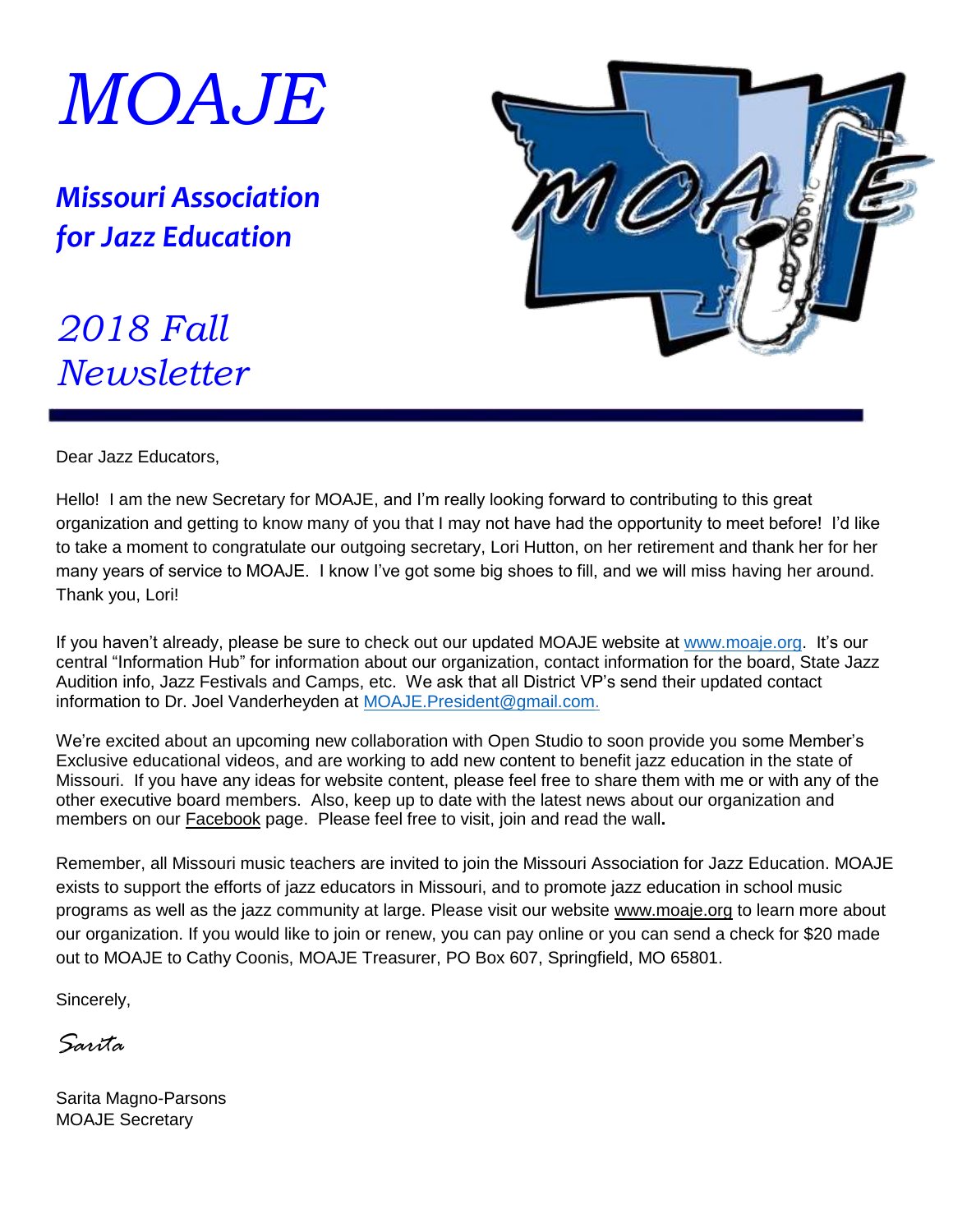# *MOAJE*

## *Missouri Association for Jazz Education*

## *2018 Fall Newsletter*

Dear Jazz Educators,

Hello! I am the new Secretary for MOAJE, and I'm really looking forward to contributing to this great organization and getting to know many of you that I may not have had the opportunity to meet before! I'd like to take a moment to congratulate our outgoing secretary, Lori Hutton, on her retirement and thank her for her many years of service to MOAJE. I know I've got some big shoes to fill, and we will miss having her around. Thank you, Lori!

If you haven't already, please be sure to check out our updated MOAJE website at www.moaje.org. It's our central "Information Hub" for information about our organization, contact information for the board, State Jazz Audition info, Jazz Festivals and Camps, etc. We ask that all District VP's send their updated contact information to Dr. Joel Vanderheyden at MOAJE.President@gmail.com.

We're excited about an upcoming new collaboration with Open Studio to soon provide you some Member's Exclusive educational videos, and are working to add new content to benefit jazz education in the state of Missouri. If you have any ideas for website content, please feel free to share them with me or with any of the other executive board members. Also, keep up to date with the latest news about our organization and members on our Facebook page. Please feel free to visit, join and read the wall.

Remember, all Missouri music teachers are invited to join the Missouri Association for Jazz Education. MOAJE exists to support the efforts of jazz educators in Missouri, and to promote jazz education in school music programs as well as the jazz community at large. Please visit our website www.moaje.org to learn more about our organization. If you would like to join or renew, you can pay online or you can send a check for $20 made out to MOAJE to Cathy Coonis, MOAJE Treasurer, PO Box 607, Springfield, MO 65801.

Sincerely,

*Sarita*

Sarita Magno-Parsons
MOAJE Secretary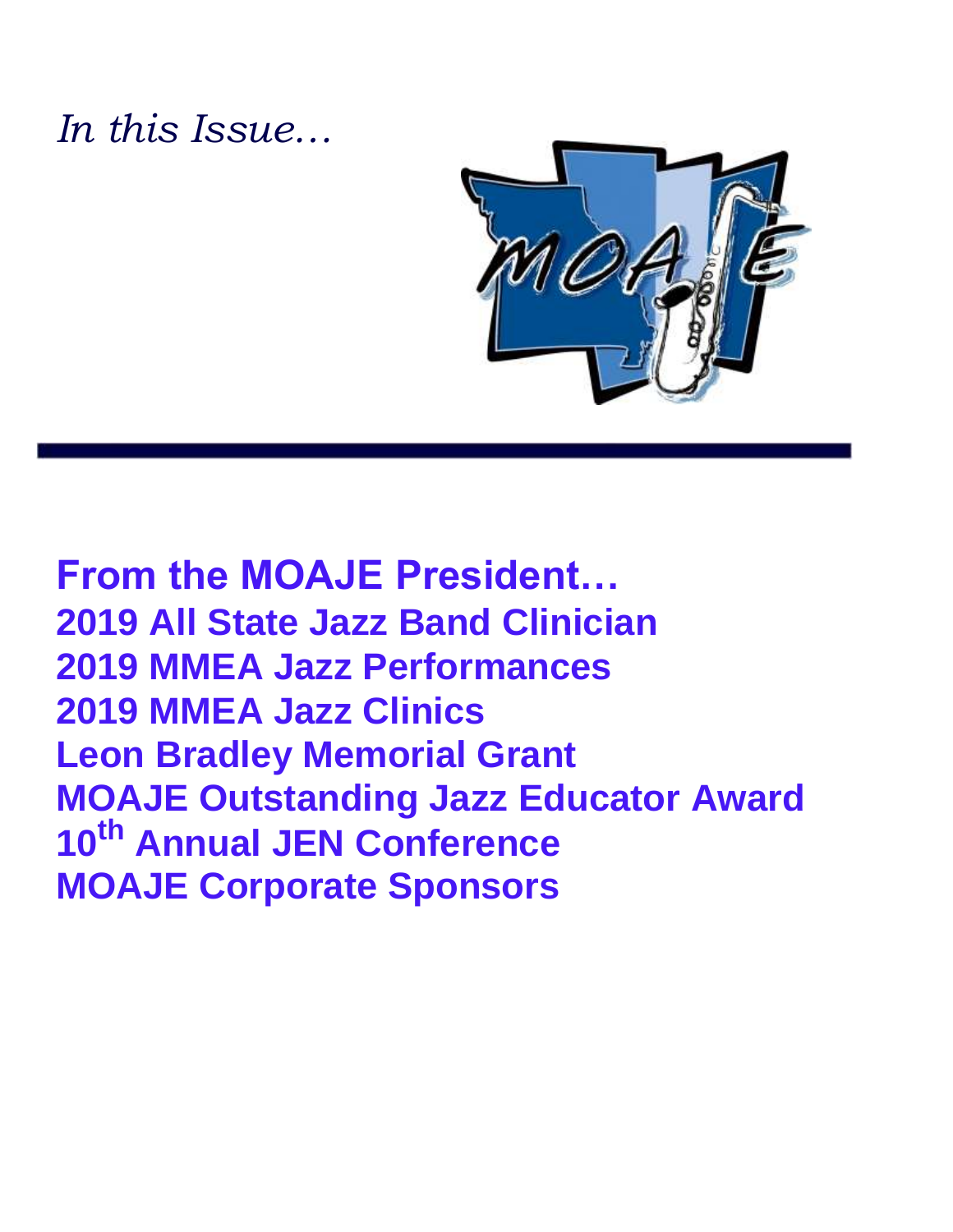*In this Issue…*

**From the MOAJE President…**
**2019 All State Jazz Band Clinician**
**2019 MMEA Jazz Performances**
**2019 MMEA Jazz Clinics**
**Leon Bradley Memorial Grant**
**MOAJE Outstanding Jazz Educator Award**
**10th Annual JEN Conference**
**MOAJE Corporate Sponsors**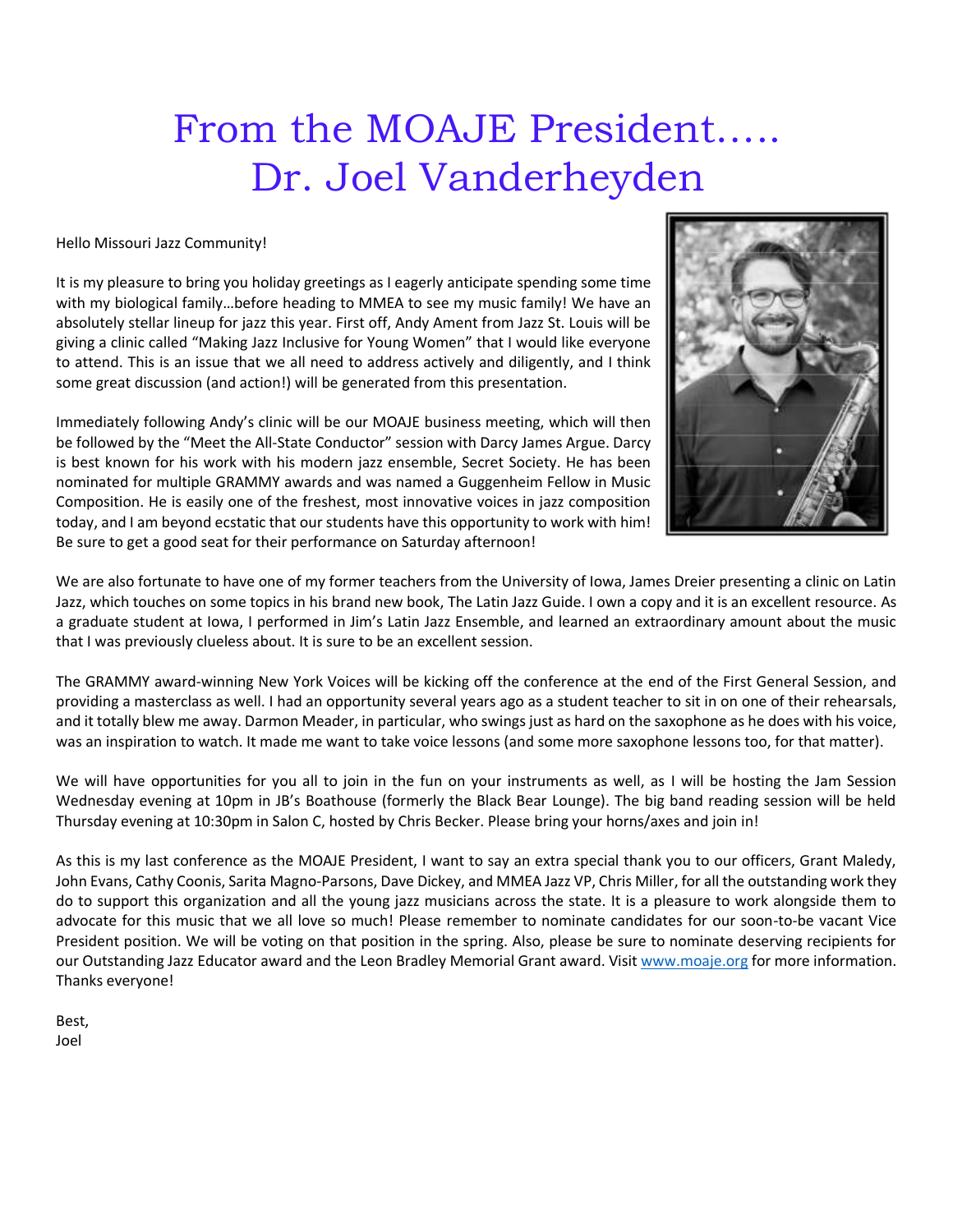# From the MOAJE President.....
# Dr. Joel Vanderheyden

Hello Missouri Jazz Community!

It is my pleasure to bring you holiday greetings as I eagerly anticipate spending some time with my biological family…before heading to MMEA to see my music family! We have an absolutely stellar lineup for jazz this year. First off, Andy Ament from Jazz St. Louis will be giving a clinic called "Making Jazz Inclusive for Young Women" that I would like everyone to attend. This is an issue that we all need to address actively and diligently, and I think some great discussion (and action!) will be generated from this presentation.

Immediately following Andy's clinic will be our MOAJE business meeting, which will then be followed by the "Meet the All-State Conductor" session with Darcy James Argue. Darcy is best known for his work with his modern jazz ensemble, Secret Society. He has been nominated for multiple GRAMMY awards and was named a Guggenheim Fellow in Music Composition. He is easily one of the freshest, most innovative voices in jazz composition today, and I am beyond ecstatic that our students have this opportunity to work with him! Be sure to get a good seat for their performance on Saturday afternoon!

We are also fortunate to have one of my former teachers from the University of Iowa, James Dreier presenting a clinic on Latin Jazz, which touches on some topics in his brand new book, The Latin Jazz Guide. I own a copy and it is an excellent resource. As a graduate student at Iowa, I performed in Jim's Latin Jazz Ensemble, and learned an extraordinary amount about the music that I was previously clueless about. It is sure to be an excellent session.

The GRAMMY award-winning New York Voices will be kicking off the conference at the end of the First General Session, and providing a masterclass as well. I had an opportunity several years ago as a student teacher to sit in on one of their rehearsals, and it totally blew me away. Darmon Meader, in particular, who swings just as hard on the saxophone as he does with his voice, was an inspiration to watch. It made me want to take voice lessons (and some more saxophone lessons too, for that matter).

We will have opportunities for you all to join in the fun on your instruments as well, as I will be hosting the Jam Session Wednesday evening at 10pm in JB's Boathouse (formerly the Black Bear Lounge). The big band reading session will be held Thursday evening at 10:30pm in Salon C, hosted by Chris Becker. Please bring your horns/axes and join in!

As this is my last conference as the MOAJE President, I want to say an extra special thank you to our officers, Grant Maledy, John Evans, Cathy Coonis, Sarita Magno-Parsons, Dave Dickey, and MMEA Jazz VP, Chris Miller, for all the outstanding work they do to support this organization and all the young jazz musicians across the state. It is a pleasure to work alongside them to advocate for this music that we all love so much! Please remember to nominate candidates for our soon-to-be vacant Vice President position. We will be voting on that position in the spring. Also, please be sure to nominate deserving recipients for our Outstanding Jazz Educator award and the Leon Bradley Memorial Grant award. Visit www.moaje.org for more information. Thanks everyone!

Best,
Joel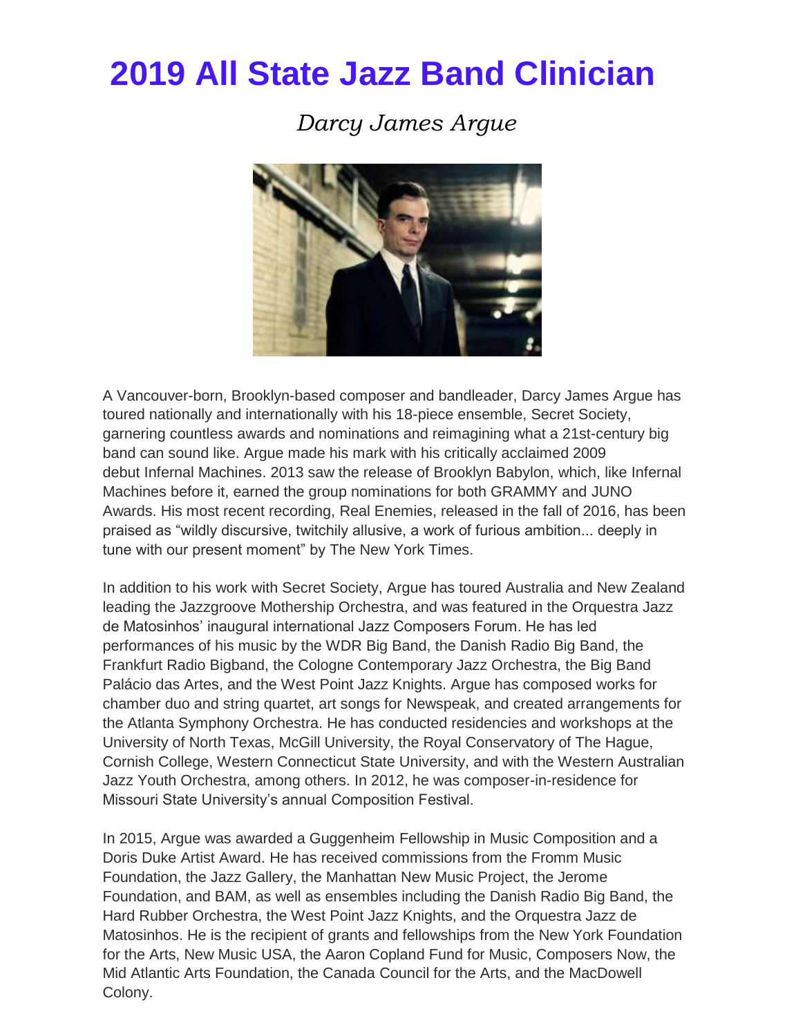# 2019 All State Jazz Band Clinician

*Darcy James Argue*

A Vancouver-born, Brooklyn-based composer and bandleader, Darcy James Argue has toured nationally and internationally with his 18-piece ensemble, Secret Society, garnering countless awards and nominations and reimagining what a 21st-century big band can sound like. Argue made his mark with his critically acclaimed 2009 debut Infernal Machines. 2013 saw the release of Brooklyn Babylon, which, like Infernal Machines before it, earned the group nominations for both GRAMMY and JUNO Awards. His most recent recording, Real Enemies, released in the fall of 2016, has been praised as "wildly discursive, twitchily allusive, a work of furious ambition... deeply in tune with our present moment" by The New York Times.

In addition to his work with Secret Society, Argue has toured Australia and New Zealand leading the Jazzgroove Mothership Orchestra, and was featured in the Orquestra Jazz de Matosinhos' inaugural international Jazz Composers Forum. He has led performances of his music by the WDR Big Band, the Danish Radio Big Band, the Frankfurt Radio Bigband, the Cologne Contemporary Jazz Orchestra, the Big Band Palácio das Artes, and the West Point Jazz Knights. Argue has composed works for chamber duo and string quartet, art songs for Newspeak, and created arrangements for the Atlanta Symphony Orchestra. He has conducted residencies and workshops at the University of North Texas, McGill University, the Royal Conservatory of The Hague, Cornish College, Western Connecticut State University, and with the Western Australian Jazz Youth Orchestra, among others. In 2012, he was composer-in-residence for Missouri State University's annual Composition Festival.

In 2015, Argue was awarded a Guggenheim Fellowship in Music Composition and a Doris Duke Artist Award. He has received commissions from the Fromm Music Foundation, the Jazz Gallery, the Manhattan New Music Project, the Jerome Foundation, and BAM, as well as ensembles including the Danish Radio Big Band, the Hard Rubber Orchestra, the West Point Jazz Knights, and the Orquestra Jazz de Matosinhos. He is the recipient of grants and fellowships from the New York Foundation for the Arts, New Music USA, the Aaron Copland Fund for Music, Composers Now, the Mid Atlantic Arts Foundation, the Canada Council for the Arts, and the MacDowell Colony.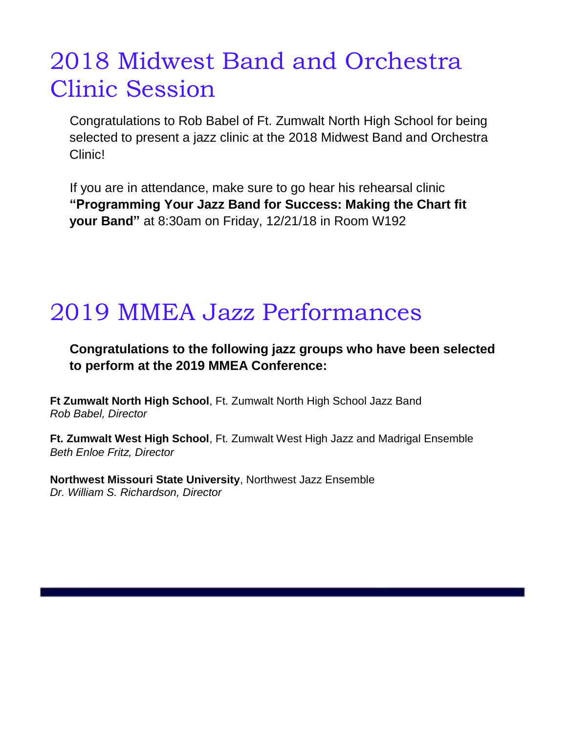# 2018 Midwest Band and Orchestra Clinic Session

Congratulations to Rob Babel of Ft. Zumwalt North High School for being selected to present a jazz clinic at the 2018 Midwest Band and Orchestra Clinic!

If you are in attendance, make sure to go hear his rehearsal clinic **"Programming Your Jazz Band for Success: Making the Chart fit your Band"** at 8:30am on Friday, 12/21/18 in Room W192

# 2019 MMEA Jazz Performances

**Congratulations to the following jazz groups who have been selected to perform at the 2019 MMEA Conference:**

**Ft Zumwalt North High School**, Ft. Zumwalt North High School Jazz Band
*Rob Babel, Director*

**Ft. Zumwalt West High School**, Ft. Zumwalt West High Jazz and Madrigal Ensemble
*Beth Enloe Fritz, Director*

**Northwest Missouri State University**, Northwest Jazz Ensemble
*Dr. William S. Richardson, Director*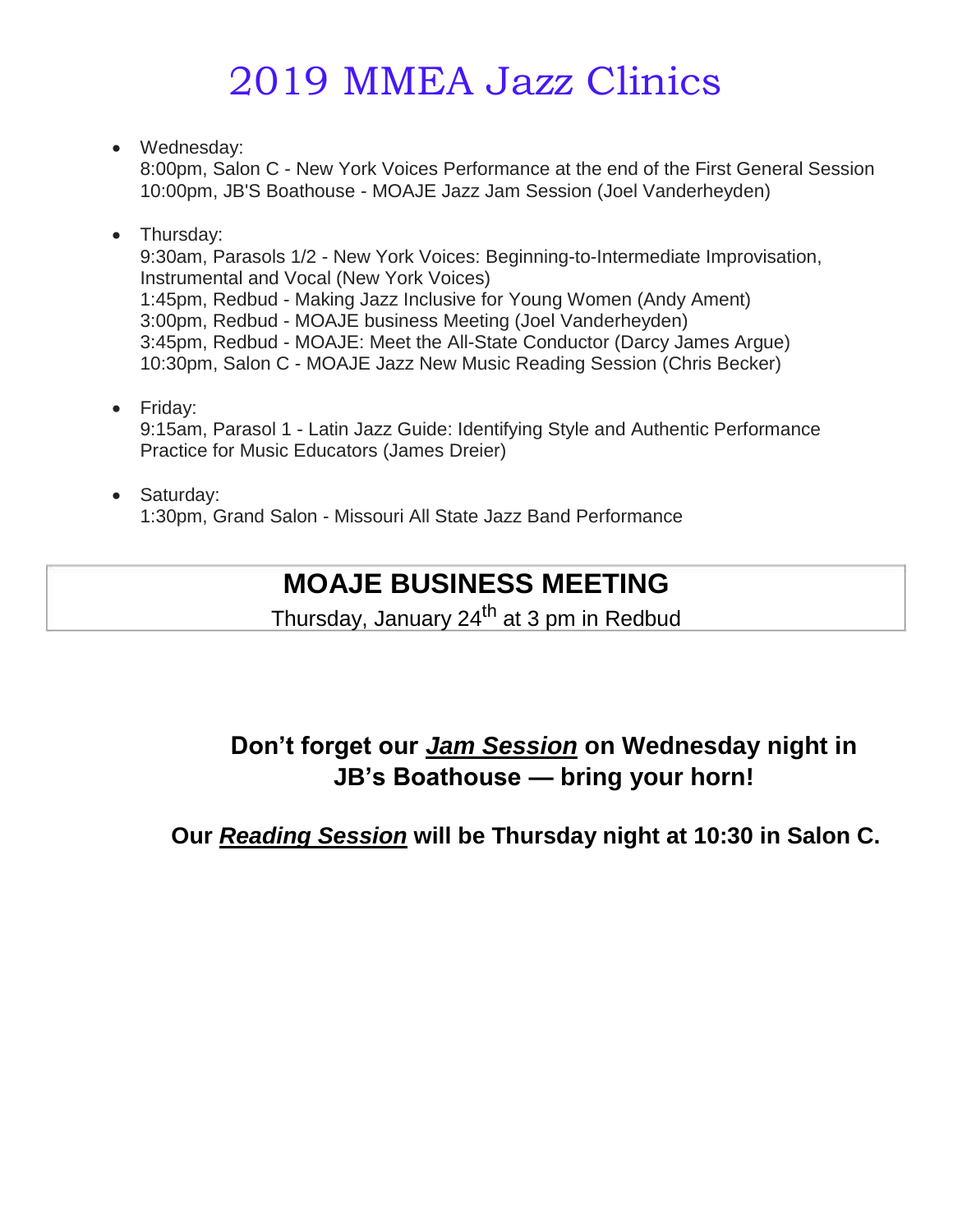# 2019 MMEA Jazz Clinics

- Wednesday:
  8:00pm, Salon C - New York Voices Performance at the end of the First General Session
  10:00pm, JB'S Boathouse - MOAJE Jazz Jam Session (Joel Vanderheyden)

- Thursday:
  9:30am, Parasols 1/2 - New York Voices: Beginning-to-Intermediate Improvisation, Instrumental and Vocal (New York Voices)
  1:45pm, Redbud - Making Jazz Inclusive for Young Women (Andy Ament)
  3:00pm, Redbud - MOAJE business Meeting (Joel Vanderheyden)
  3:45pm, Redbud - MOAJE: Meet the All-State Conductor (Darcy James Argue)
  10:30pm, Salon C - MOAJE Jazz New Music Reading Session (Chris Becker)

- Friday:
  9:15am, Parasol 1 - Latin Jazz Guide: Identifying Style and Authentic Performance Practice for Music Educators (James Dreier)

- Saturday:
  1:30pm, Grand Salon - Missouri All State Jazz Band Performance

## MOAJE BUSINESS MEETING

Thursday, January 24th at 3 pm in Redbud

**Don't forget our *Jam Session* on Wednesday night in JB's Boathouse — bring your horn!**

**Our *Reading Session* will be Thursday night at 10:30 in Salon C.**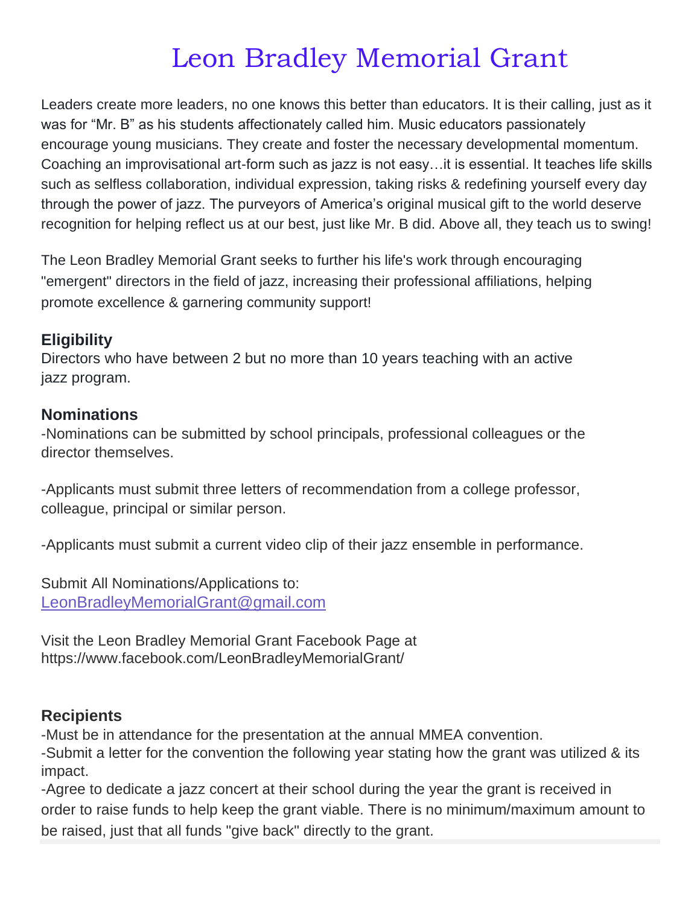# Leon Bradley Memorial Grant

Leaders create more leaders, no one knows this better than educators. It is their calling, just as it was for "Mr. B" as his students affectionately called him. Music educators passionately encourage young musicians. They create and foster the necessary developmental momentum. Coaching an improvisational art-form such as jazz is not easy…it is essential. It teaches life skills such as selfless collaboration, individual expression, taking risks & redefining yourself every day through the power of jazz. The purveyors of America's original musical gift to the world deserve recognition for helping reflect us at our best, just like Mr. B did. Above all, they teach us to swing!

The Leon Bradley Memorial Grant seeks to further his life's work through encouraging "emergent" directors in the field of jazz, increasing their professional affiliations, helping promote excellence & garnering community support!

### Eligibility

Directors who have between 2 but no more than 10 years teaching with an active jazz program.

### Nominations

-Nominations can be submitted by school principals, professional colleagues or the director themselves.

-Applicants must submit three letters of recommendation from a college professor, colleague, principal or similar person.

-Applicants must submit a current video clip of their jazz ensemble in performance.

Submit All Nominations/Applications to:
LeonBradleyMemorialGrant@gmail.com

Visit the Leon Bradley Memorial Grant Facebook Page at
https://www.facebook.com/LeonBradleyMemorialGrant/

### Recipients

-Must be in attendance for the presentation at the annual MMEA convention.
-Submit a letter for the convention the following year stating how the grant was utilized & its impact.
-Agree to dedicate a jazz concert at their school during the year the grant is received in order to raise funds to help keep the grant viable. There is no minimum/maximum amount to be raised, just that all funds "give back" directly to the grant.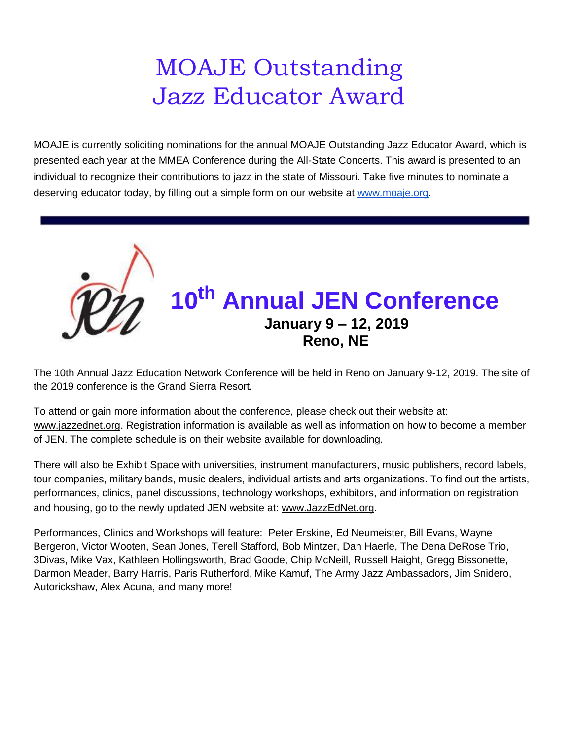# MOAJE Outstanding Jazz Educator Award

MOAJE is currently soliciting nominations for the annual MOAJE Outstanding Jazz Educator Award, which is presented each year at the MMEA Conference during the All-State Concerts. This award is presented to an individual to recognize their contributions to jazz in the state of Missouri. Take five minutes to nominate a deserving educator today, by filling out a simple form on our website at www.moaje.org**.**

---

# 10th Annual JEN Conference

**January 9 – 12, 2019**
**Reno, NE**

The 10th Annual Jazz Education Network Conference will be held in Reno on January 9-12, 2019. The site of the 2019 conference is the Grand Sierra Resort.

To attend or gain more information about the conference, please check out their website at: www.jazzednet.org. Registration information is available as well as information on how to become a member of JEN. The complete schedule is on their website available for downloading.

There will also be Exhibit Space with universities, instrument manufacturers, music publishers, record labels, tour companies, military bands, music dealers, individual artists and arts organizations. To find out the artists, performances, clinics, panel discussions, technology workshops, exhibitors, and information on registration and housing, go to the newly updated JEN website at: www.JazzEdNet.org.

Performances, Clinics and Workshops will feature: Peter Erskine, Ed Neumeister, Bill Evans, Wayne Bergeron, Victor Wooten, Sean Jones, Terell Stafford, Bob Mintzer, Dan Haerle, The Dena DeRose Trio, 3Divas, Mike Vax, Kathleen Hollingsworth, Brad Goode, Chip McNeill, Russell Haight, Gregg Bissonette, Darmon Meader, Barry Harris, Paris Rutherford, Mike Kamuf, The Army Jazz Ambassadors, Jim Snidero, Autorickshaw, Alex Acuna, and many more!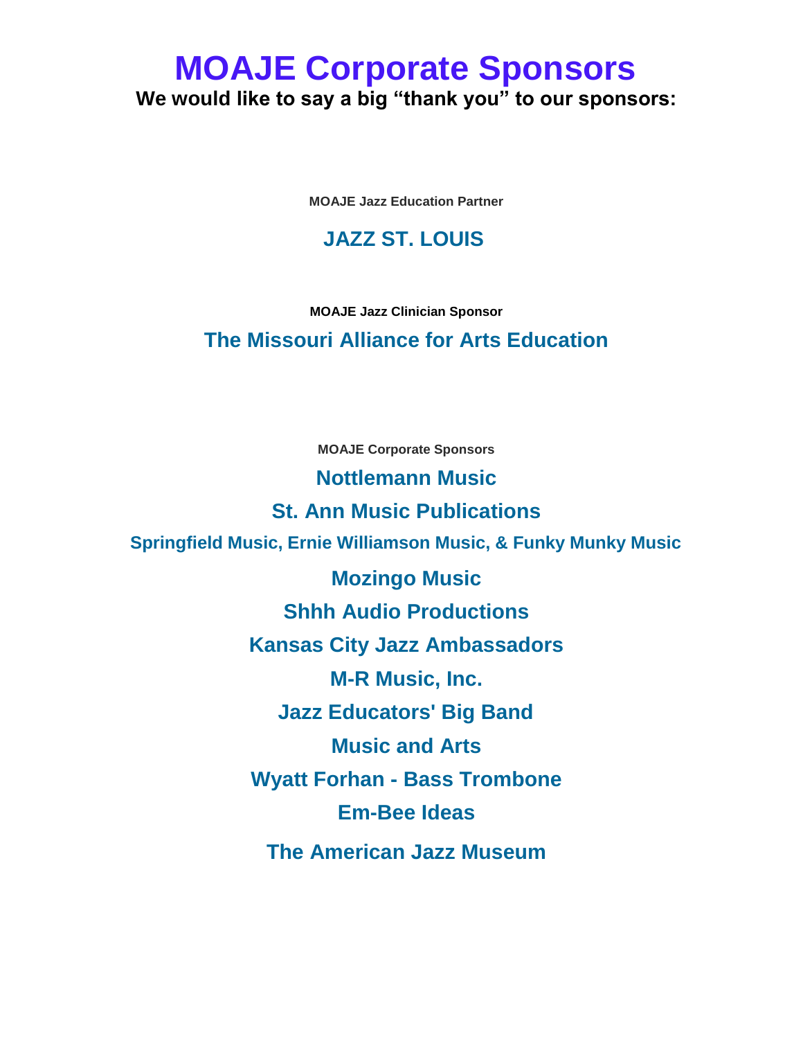# MOAJE Corporate Sponsors

**We would like to say a big “thank you” to our sponsors:**

**MOAJE Jazz Education Partner**

## JAZZ ST. LOUIS

**MOAJE Jazz Clinician Sponsor**

## The Missouri Alliance for Arts Education

**MOAJE Corporate Sponsors**

## Nottlemann Music

## St. Ann Music Publications

### Springfield Music, Ernie Williamson Music, & Funky Munky Music

## Mozingo Music

## Shhh Audio Productions

## Kansas City Jazz Ambassadors

## M-R Music, Inc.

## Jazz Educators' Big Band

## Music and Arts

## Wyatt Forhan - Bass Trombone

## Em-Bee Ideas

## The American Jazz Museum